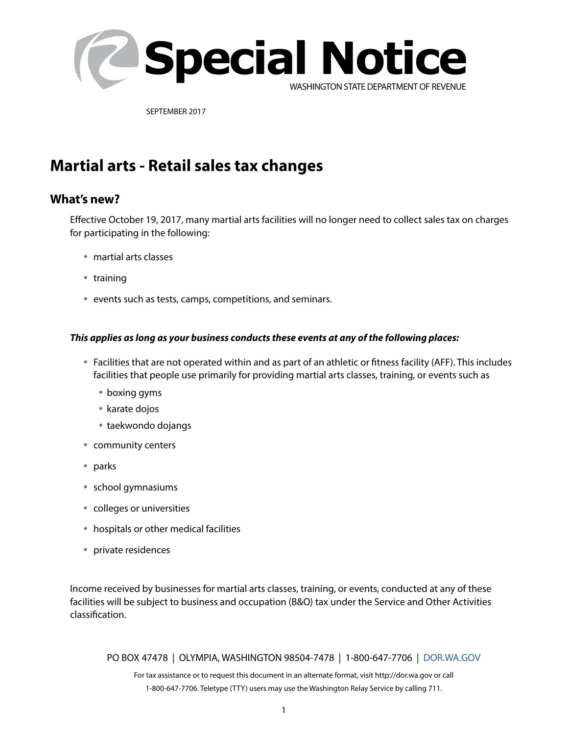# Special Notice

WASHINGTON STATE DEPARTMENT OF REVENUE

SEPTEMBER 2017

## Martial arts - Retail sales tax changes

### What's new?

Effective October 19, 2017, many martial arts facilities will no longer need to collect sales tax on charges for participating in the following:

- martial arts classes
- training
- events such as tests, camps, competitions, and seminars.

***This applies as long as your business conducts these events at any of the following places:***

- Facilities that are not operated within and as part of an athletic or fitness facility (AFF). This includes facilities that people use primarily for providing martial arts classes, training, or events such as
  - boxing gyms
  - karate dojos
  - taekwondo dojangs
- community centers
- parks
- school gymnasiums
- colleges or universities
- hospitals or other medical facilities
- private residences

Income received by businesses for martial arts classes, training, or events, conducted at any of these facilities will be subject to business and occupation (B&O) tax under the Service and Other Activities classification.

PO BOX 47478 | OLYMPIA, WASHINGTON 98504-7478 | 1-800-647-7706 | DOR.WA.GOV

For tax assistance or to request this document in an alternate format, visit http://dor.wa.gov or call 1-800-647-7706. Teletype (TTY) users may use the Washington Relay Service by calling 711.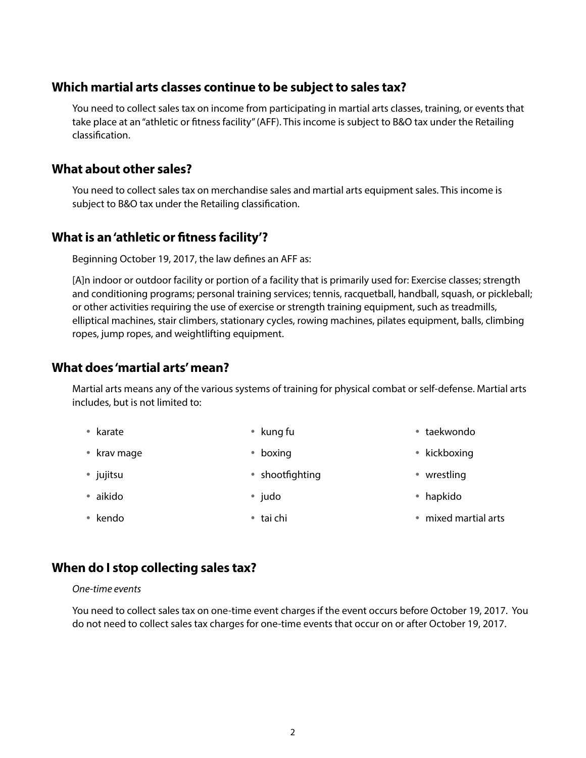## Which martial arts classes continue to be subject to sales tax?

You need to collect sales tax on income from participating in martial arts classes, training, or events that take place at an "athletic or fitness facility" (AFF). This income is subject to B&O tax under the Retailing classification.

## What about other sales?

You need to collect sales tax on merchandise sales and martial arts equipment sales. This income is subject to B&O tax under the Retailing classification.

## What is an 'athletic or fitness facility'?

Beginning October 19, 2017, the law defines an AFF as:

[A]n indoor or outdoor facility or portion of a facility that is primarily used for: Exercise classes; strength and conditioning programs; personal training services; tennis, racquetball, handball, squash, or pickleball; or other activities requiring the use of exercise or strength training equipment, such as treadmills, elliptical machines, stair climbers, stationary cycles, rowing machines, pilates equipment, balls, climbing ropes, jump ropes, and weightlifting equipment.

## What does 'martial arts' mean?

Martial arts means any of the various systems of training for physical combat or self-defense. Martial arts includes, but is not limited to:

- karate
- krav mage
- jujitsu
- aikido
- kendo
- kung fu
- boxing
- shootfighting
- judo
- tai chi
- taekwondo
- kickboxing
- wrestling
- hapkido
- mixed martial arts

## When do I stop collecting sales tax?

*One-time events*

You need to collect sales tax on one-time event charges if the event occurs before October 19, 2017. You do not need to collect sales tax charges for one-time events that occur on or after October 19, 2017.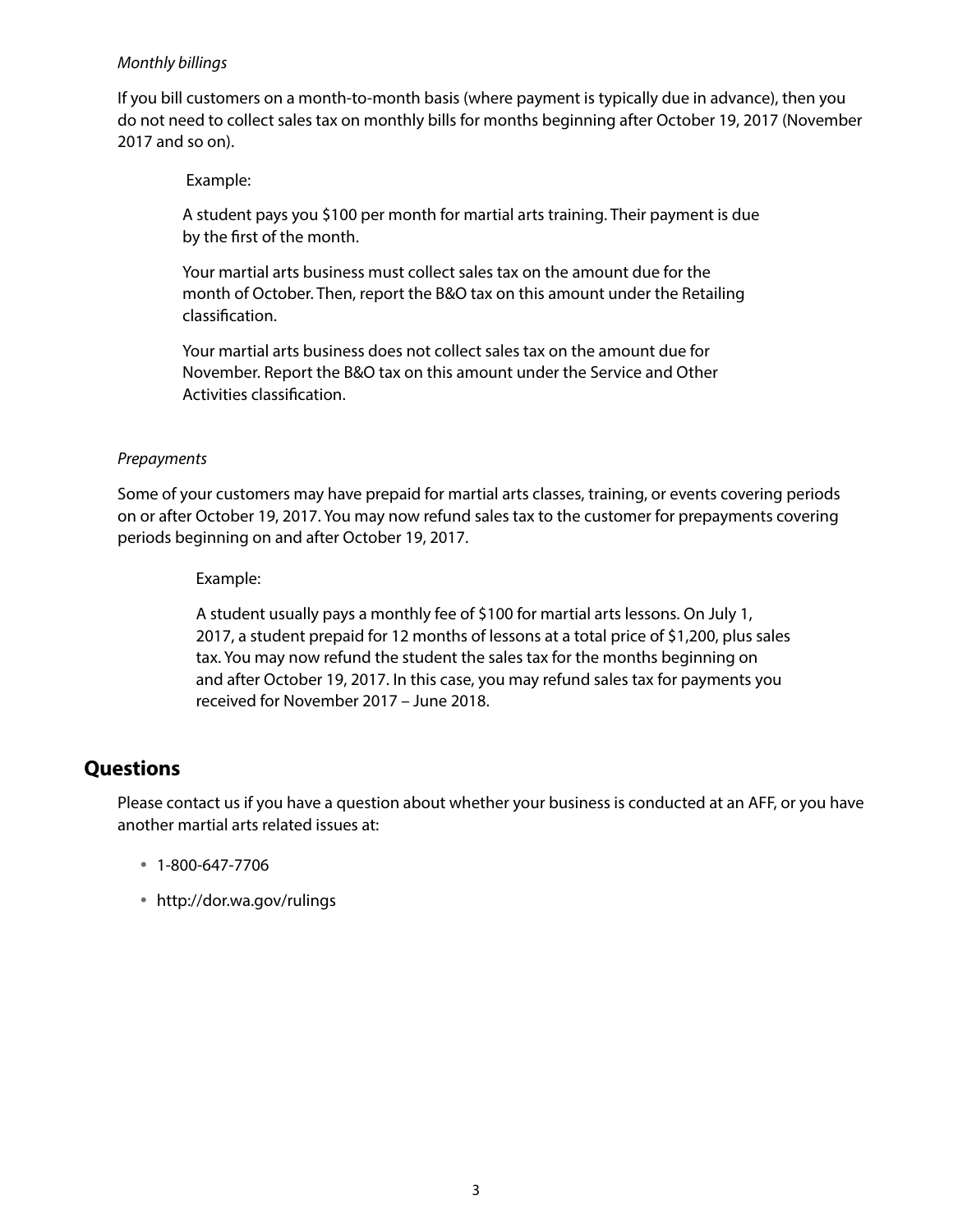*Monthly billings*

If you bill customers on a month-to-month basis (where payment is typically due in advance), then you do not need to collect sales tax on monthly bills for months beginning after October 19, 2017 (November 2017 and so on).

> Example:
>
> A student pays you $100 per month for martial arts training. Their payment is due by the first of the month.
>
> Your martial arts business must collect sales tax on the amount due for the month of October. Then, report the B&O tax on this amount under the Retailing classification.
>
> Your martial arts business does not collect sales tax on the amount due for November. Report the B&O tax on this amount under the Service and Other Activities classification.

*Prepayments*

Some of your customers may have prepaid for martial arts classes, training, or events covering periods on or after October 19, 2017. You may now refund sales tax to the customer for prepayments covering periods beginning on and after October 19, 2017.

> Example:
>
> A student usually pays a monthly fee of $100 for martial arts lessons. On July 1, 2017, a student prepaid for 12 months of lessons at a total price of $1,200, plus sales tax. You may now refund the student the sales tax for the months beginning on and after October 19, 2017. In this case, you may refund sales tax for payments you received for November 2017 – June 2018.

## Questions

Please contact us if you have a question about whether your business is conducted at an AFF, or you have another martial arts related issues at:

- 1-800-647-7706
- http://dor.wa.gov/rulings